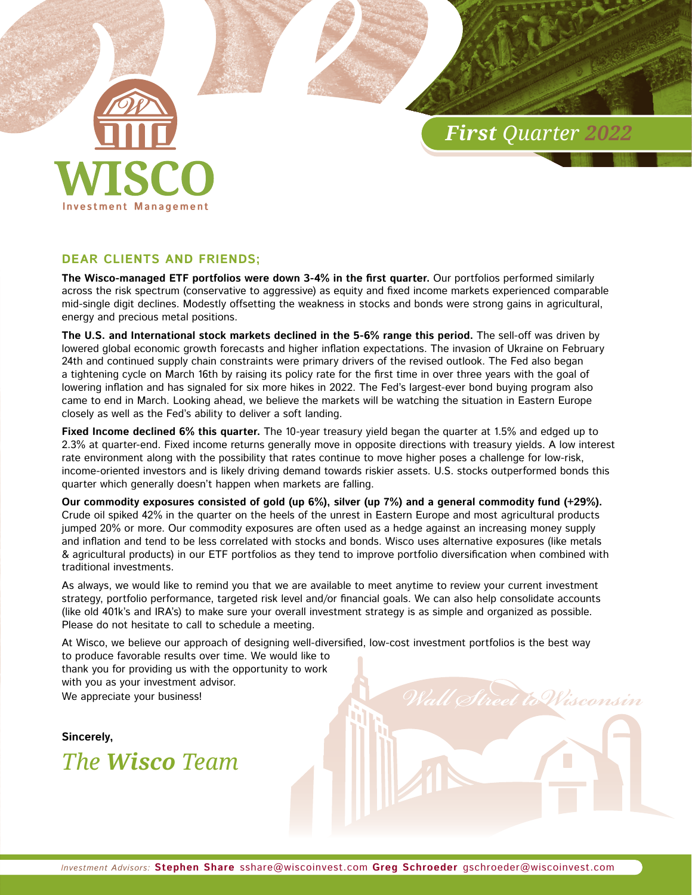# WISCO

Investment Management

*First Quarter 2022*

## DEAR CLIENTS AND FRIENDS;

**The Wisco-managed ETF portfolios were down 3-4% in the first quarter.** Our portfolios performed similarly across the risk spectrum (conservative to aggressive) as equity and fixed income markets experienced comparable mid-single digit declines. Modestly offsetting the weakness in stocks and bonds were strong gains in agricultural, energy and precious metal positions.

**The U.S. and International stock markets declined in the 5-6% range this period.** The sell-off was driven by lowered global economic growth forecasts and higher inflation expectations. The invasion of Ukraine on February 24th and continued supply chain constraints were primary drivers of the revised outlook. The Fed also began a tightening cycle on March 16th by raising its policy rate for the first time in over three years with the goal of lowering inflation and has signaled for six more hikes in 2022. The Fed's largest-ever bond buying program also came to end in March. Looking ahead, we believe the markets will be watching the situation in Eastern Europe closely as well as the Fed's ability to deliver a soft landing.

**Fixed Income declined 6% this quarter.** The 10-year treasury yield began the quarter at 1.5% and edged up to 2.3% at quarter-end. Fixed income returns generally move in opposite directions with treasury yields. A low interest rate environment along with the possibility that rates continue to move higher poses a challenge for low-risk, income-oriented investors and is likely driving demand towards riskier assets. U.S. stocks outperformed bonds this quarter which generally doesn't happen when markets are falling.

**Our commodity exposures consisted of gold (up 6%), silver (up 7%) and a general commodity fund (+29%).** Crude oil spiked 42% in the quarter on the heels of the unrest in Eastern Europe and most agricultural products jumped 20% or more. Our commodity exposures are often used as a hedge against an increasing money supply and inflation and tend to be less correlated with stocks and bonds. Wisco uses alternative exposures (like metals & agricultural products) in our ETF portfolios as they tend to improve portfolio diversification when combined with traditional investments.

As always, we would like to remind you that we are available to meet anytime to review your current investment strategy, portfolio performance, targeted risk level and/or financial goals. We can also help consolidate accounts (like old 401k's and IRA's) to make sure your overall investment strategy is as simple and organized as possible. Please do not hesitate to call to schedule a meeting.

At Wisco, we believe our approach of designing well-diversified, low-cost investment portfolios is the best way to produce favorable results over time. We would like to thank you for providing us with the opportunity to work with you as your investment advisor.
We appreciate your business!

*Wall Street to Wisconsin*

**Sincerely,**

*The **Wisco** Team*

*Investment Advisors:* **Stephen Share** sshare@wiscoinvest.com **Greg Schroeder** gschroeder@wiscoinvest.com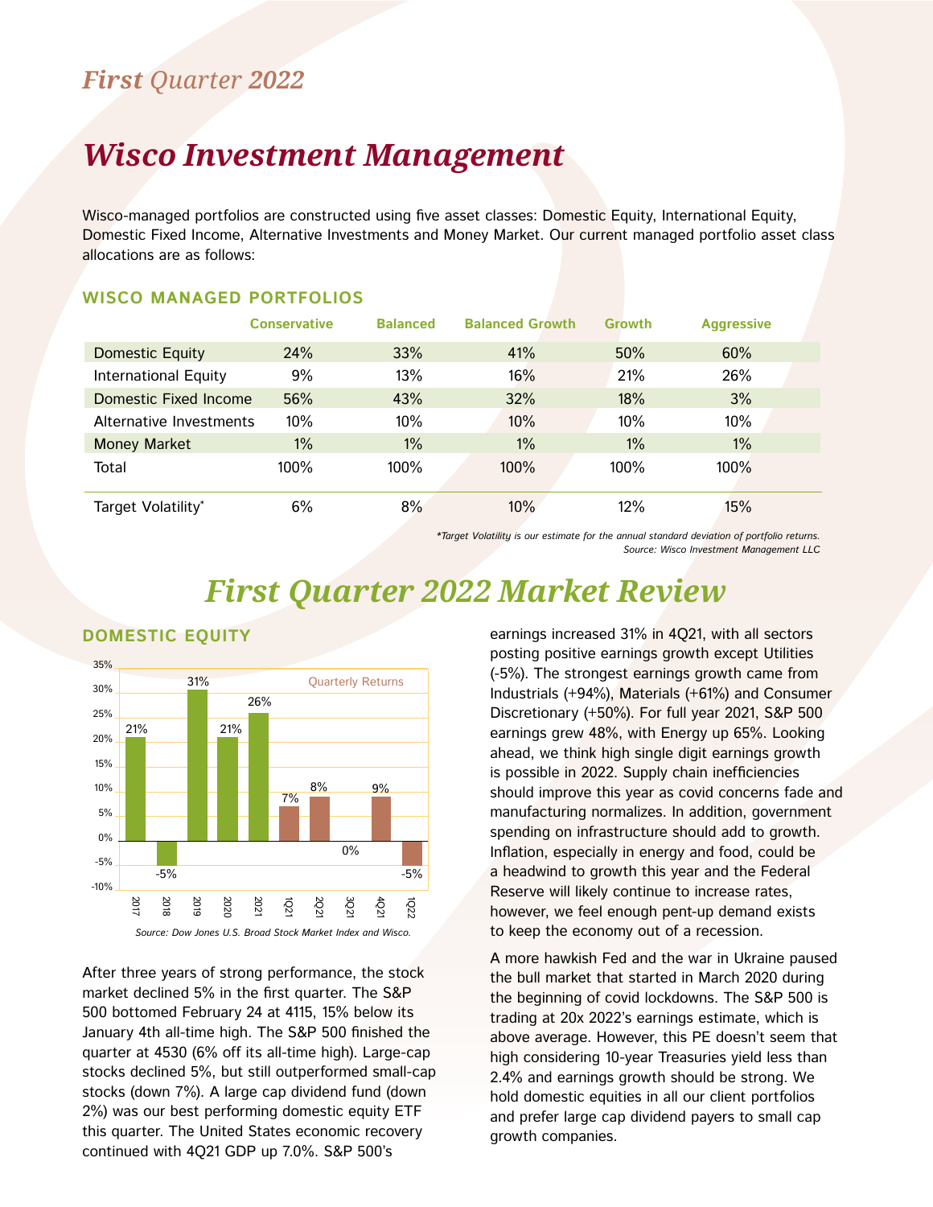## *First Quarter 2022*

# *Wisco Investment Management*

Wisco-managed portfolios are constructed using five asset classes: Domestic Equity, International Equity, Domestic Fixed Income, Alternative Investments and Money Market. Our current managed portfolio asset class allocations are as follows:

### WISCO MANAGED PORTFOLIOS

| | Conservative | Balanced | Balanced Growth | Growth | Aggressive |
|---|---|---|---|---|---|
| Domestic Equity | 24% | 33% | 41% | 50% | 60% |
| International Equity | 9% | 13% | 16% | 21% | 26% |
| Domestic Fixed Income | 56% | 43% | 32% | 18% | 3% |
| Alternative Investments | 10% | 10% | 10% | 10% | 10% |
| Money Market | 1% | 1% | 1% | 1% | 1% |
| Total | 100% | 100% | 100% | 100% | 100% |
| Target Volatility* | 6% | 8% | 10% | 12% | 15% |

*\*Target Volatility is our estimate for the annual standard deviation of portfolio returns.*
*Source: Wisco Investment Management LLC*

# *First Quarter 2022 Market Review*

### DOMESTIC EQUITY

| Period | Return |
|---|---|
| 2017 | 21% |
| 2018 | -5% |
| 2019 | 31% |
| 2020 | 21% |
| 2021 | 26% |
| 1Q21 | 7% |
| 2Q21 | 8% |
| 3Q21 | 0% |
| 4Q21 | 9% |
| 1Q22 | -5% |

Quarterly Returns

*Source: Dow Jones U.S. Broad Stock Market Index and Wisco.*

After three years of strong performance, the stock market declined 5% in the first quarter. The S&P 500 bottomed February 24 at 4115, 15% below its January 4th all-time high. The S&P 500 finished the quarter at 4530 (6% off its all-time high). Large-cap stocks declined 5%, but still outperformed small-cap stocks (down 7%). A large cap dividend fund (down 2%) was our best performing domestic equity ETF this quarter. The United States economic recovery continued with 4Q21 GDP up 7.0%. S&P 500's earnings increased 31% in 4Q21, with all sectors posting positive earnings growth except Utilities (-5%). The strongest earnings growth came from Industrials (+94%), Materials (+61%) and Consumer Discretionary (+50%). For full year 2021, S&P 500 earnings grew 48%, with Energy up 65%. Looking ahead, we think high single digit earnings growth is possible in 2022. Supply chain inefficiencies should improve this year as covid concerns fade and manufacturing normalizes. In addition, government spending on infrastructure should add to growth. Inflation, especially in energy and food, could be a headwind to growth this year and the Federal Reserve will likely continue to increase rates, however, we feel enough pent-up demand exists to keep the economy out of a recession.

A more hawkish Fed and the war in Ukraine paused the bull market that started in March 2020 during the beginning of covid lockdowns. The S&P 500 is trading at 20x 2022's earnings estimate, which is above average. However, this PE doesn't seem that high considering 10-year Treasuries yield less than 2.4% and earnings growth should be strong. We hold domestic equities in all our client portfolios and prefer large cap dividend payers to small cap growth companies.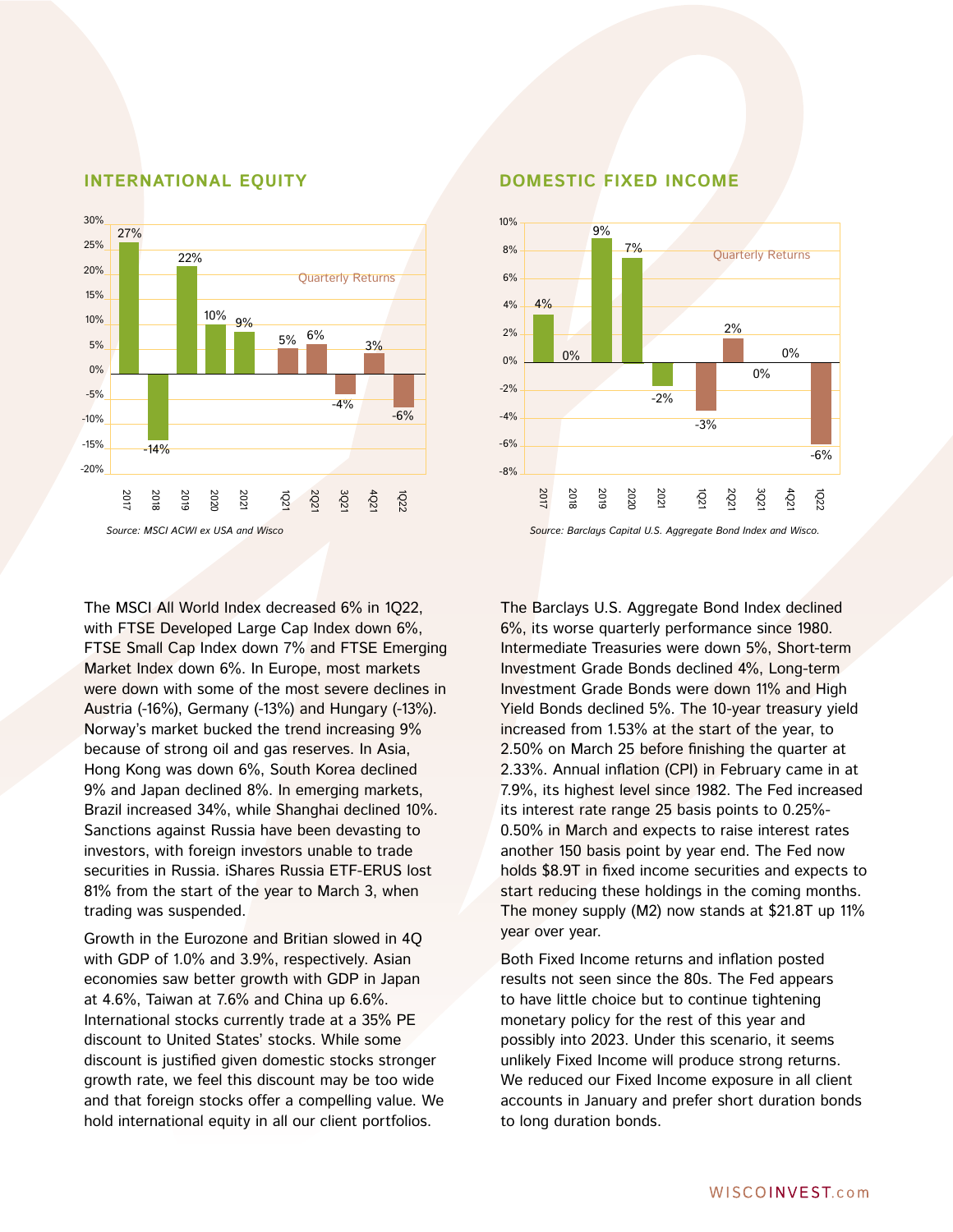## INTERNATIONAL EQUITY

| Period | Return |
|---|---|
| 2017 | 27% |
| 2018 | -14% |
| 2019 | 22% |
| 2020 | 10% |
| 2021 | 9% |
| 1Q21 | 5% |
| 2Q21 | 6% |
| 3Q21 | -4% |
| 4Q21 | 3% |
| 1Q22 | -6% |

Quarterly Returns

*Source: MSCI ACWI ex USA and Wisco*

The MSCI All World Index decreased 6% in 1Q22, with FTSE Developed Large Cap Index down 6%, FTSE Small Cap Index down 7% and FTSE Emerging Market Index down 6%. In Europe, most markets were down with some of the most severe declines in Austria (-16%), Germany (-13%) and Hungary (-13%). Norway's market bucked the trend increasing 9% because of strong oil and gas reserves. In Asia, Hong Kong was down 6%, South Korea declined 9% and Japan declined 8%. In emerging markets, Brazil increased 34%, while Shanghai declined 10%. Sanctions against Russia have been devasting to investors, with foreign investors unable to trade securities in Russia. iShares Russia ETF-ERUS lost 81% from the start of the year to March 3, when trading was suspended.

Growth in the Eurozone and Britian slowed in 4Q with GDP of 1.0% and 3.9%, respectively. Asian economies saw better growth with GDP in Japan at 4.6%, Taiwan at 7.6% and China up 6.6%. International stocks currently trade at a 35% PE discount to United States' stocks. While some discount is justified given domestic stocks stronger growth rate, we feel this discount may be too wide and that foreign stocks offer a compelling value. We hold international equity in all our client portfolios.

## DOMESTIC FIXED INCOME

| Period | Return |
|---|---|
| 2017 | 4% |
| 2018 | 0% |
| 2019 | 9% |
| 2020 | 7% |
| 2021 | -2% |
| 1Q21 | -3% |
| 2Q21 | 2% |
| 3Q21 | 0% |
| 4Q21 | 0% |
| 1Q22 | -6% |

Quarterly Returns

*Source: Barclays Capital U.S. Aggregate Bond Index and Wisco.*

The Barclays U.S. Aggregate Bond Index declined 6%, its worse quarterly performance since 1980. Intermediate Treasuries were down 5%, Short-term Investment Grade Bonds declined 4%, Long-term Investment Grade Bonds were down 11% and High Yield Bonds declined 5%. The 10-year treasury yield increased from 1.53% at the start of the year, to 2.50% on March 25 before finishing the quarter at 2.33%. Annual inflation (CPI) in February came in at 7.9%, its highest level since 1982. The Fed increased its interest rate range 25 basis points to 0.25%-0.50% in March and expects to raise interest rates another 150 basis point by year end. The Fed now holds $8.9T in fixed income securities and expects to start reducing these holdings in the coming months. The money supply (M2) now stands at $21.8T up 11% year over year.

Both Fixed Income returns and inflation posted results not seen since the 80s. The Fed appears to have little choice but to continue tightening monetary policy for the rest of this year and possibly into 2023. Under this scenario, it seems unlikely Fixed Income will produce strong returns. We reduced our Fixed Income exposure in all client accounts in January and prefer short duration bonds to long duration bonds.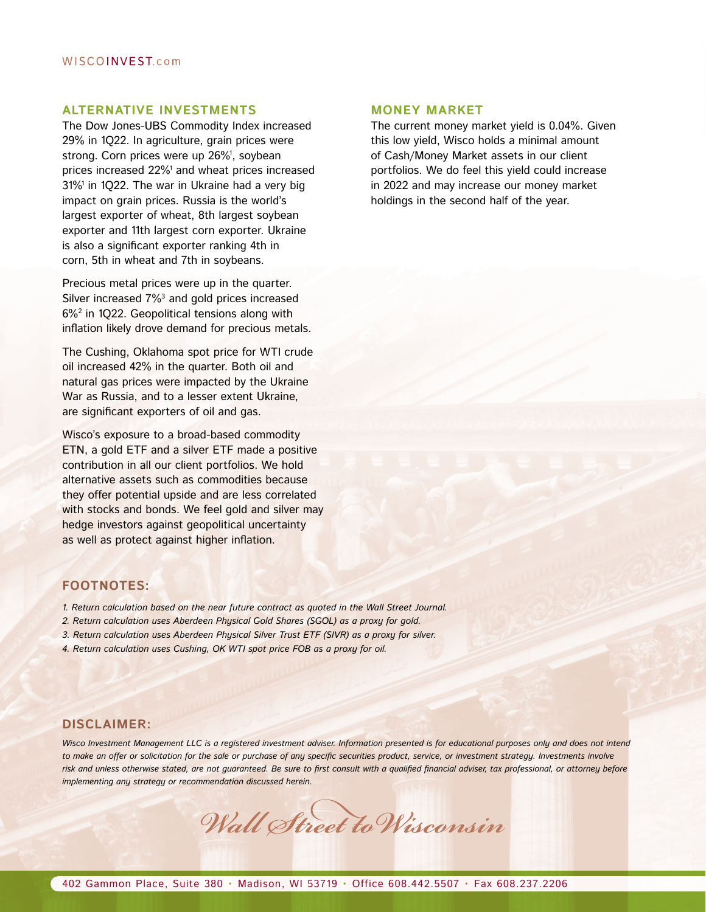## ALTERNATIVE INVESTMENTS

The Dow Jones-UBS Commodity Index increased 29% in 1Q22. In agriculture, grain prices were strong. Corn prices were up 26%[1], soybean prices increased 22%[1] and wheat prices increased 31%[1] in 1Q22. The war in Ukraine had a very big impact on grain prices. Russia is the world's largest exporter of wheat, 8th largest soybean exporter and 11th largest corn exporter. Ukraine is also a significant exporter ranking 4th in corn, 5th in wheat and 7th in soybeans.

Precious metal prices were up in the quarter. Silver increased 7%[3] and gold prices increased 6%[2] in 1Q22. Geopolitical tensions along with inflation likely drove demand for precious metals.

The Cushing, Oklahoma spot price for WTI crude oil increased 42% in the quarter. Both oil and natural gas prices were impacted by the Ukraine War as Russia, and to a lesser extent Ukraine, are significant exporters of oil and gas.

Wisco's exposure to a broad-based commodity ETN, a gold ETF and a silver ETF made a positive contribution in all our client portfolios. We hold alternative assets such as commodities because they offer potential upside and are less correlated with stocks and bonds. We feel gold and silver may hedge investors against geopolitical uncertainty as well as protect against higher inflation.

## MONEY MARKET

The current money market yield is 0.04%. Given this low yield, Wisco holds a minimal amount of Cash/Money Market assets in our client portfolios. We do feel this yield could increase in 2022 and may increase our money market holdings in the second half of the year.

## FOOTNOTES:

*1. Return calculation based on the near future contract as quoted in the Wall Street Journal.*
*2. Return calculation uses Aberdeen Physical Gold Shares (SGOL) as a proxy for gold.*
*3. Return calculation uses Aberdeen Physical Silver Trust ETF (SIVR) as a proxy for silver.*
*4. Return calculation uses Cushing, OK WTI spot price FOB as a proxy for oil.*

## DISCLAIMER:

*Wisco Investment Management LLC is a registered investment adviser. Information presented is for educational purposes only and does not intend to make an offer or solicitation for the sale or purchase of any specific securities product, service, or investment strategy. Investments involve risk and unless otherwise stated, are not guaranteed. Be sure to first consult with a qualified financial adviser, tax professional, or attorney before implementing any strategy or recommendation discussed herein.*

*Wall Street to Wisconsin*

402 Gammon Place, Suite 380 • Madison, WI 53719 • Office 608.442.5507 • Fax 608.237.2206